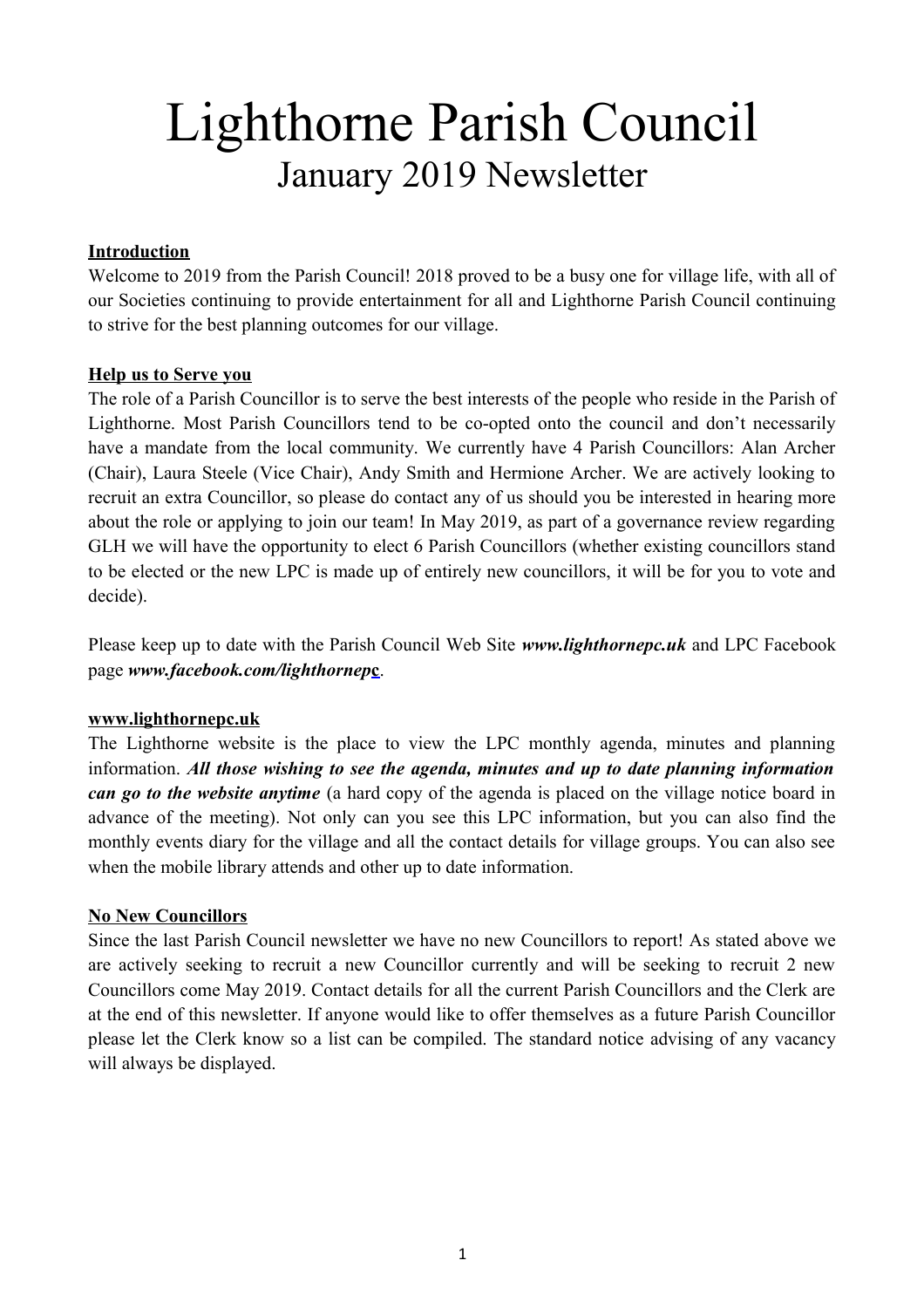# Lighthorne Parish Council

## January 2019 Newsletter

**Introduction**

Welcome to 2019 from the Parish Council! 2018 proved to be a busy one for village life, with all of our Societies continuing to provide entertainment for all and Lighthorne Parish Council continuing to strive for the best planning outcomes for our village.

**Help us to Serve you**

The role of a Parish Councillor is to serve the best interests of the people who reside in the Parish of Lighthorne. Most Parish Councillors tend to be co-opted onto the council and don't necessarily have a mandate from the local community. We currently have 4 Parish Councillors: Alan Archer (Chair), Laura Steele (Vice Chair), Andy Smith and Hermione Archer. We are actively looking to recruit an extra Councillor, so please do contact any of us should you be interested in hearing more about the role or applying to join our team! In May 2019, as part of a governance review regarding GLH we will have the opportunity to elect 6 Parish Councillors (whether existing councillors stand to be elected or the new LPC is made up of entirely new councillors, it will be for you to vote and decide).

Please keep up to date with the Parish Council Web Site ***www.lighthornepc.uk*** and LPC Facebook page ***www.facebook.com/lighthornepc***.

**www.lighthornepc.uk**

The Lighthorne website is the place to view the LPC monthly agenda, minutes and planning information. ***All those wishing to see the agenda, minutes and up to date planning information can go to the website anytime*** (a hard copy of the agenda is placed on the village notice board in advance of the meeting). Not only can you see this LPC information, but you can also find the monthly events diary for the village and all the contact details for village groups. You can also see when the mobile library attends and other up to date information.

**No New Councillors**

Since the last Parish Council newsletter we have no new Councillors to report! As stated above we are actively seeking to recruit a new Councillor currently and will be seeking to recruit 2 new Councillors come May 2019. Contact details for all the current Parish Councillors and the Clerk are at the end of this newsletter. If anyone would like to offer themselves as a future Parish Councillor please let the Clerk know so a list can be compiled. The standard notice advising of any vacancy will always be displayed.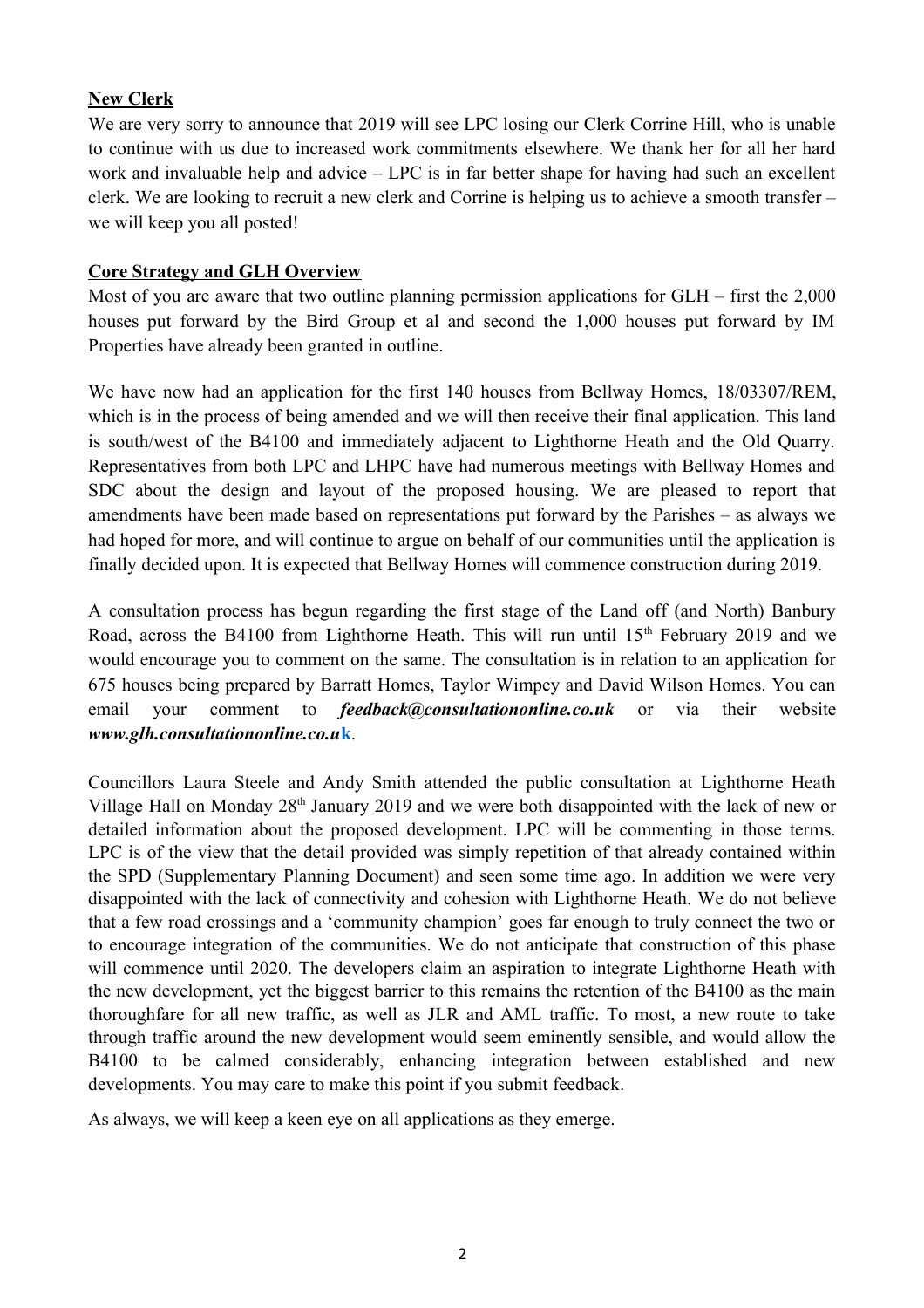**New Clerk**

We are very sorry to announce that 2019 will see LPC losing our Clerk Corrine Hill, who is unable to continue with us due to increased work commitments elsewhere. We thank her for all her hard work and invaluable help and advice – LPC is in far better shape for having had such an excellent clerk. We are looking to recruit a new clerk and Corrine is helping us to achieve a smooth transfer – we will keep you all posted!

**Core Strategy and GLH Overview**

Most of you are aware that two outline planning permission applications for GLH – first the 2,000 houses put forward by the Bird Group et al and second the 1,000 houses put forward by IM Properties have already been granted in outline.

We have now had an application for the first 140 houses from Bellway Homes, 18/03307/REM, which is in the process of being amended and we will then receive their final application. This land is south/west of the B4100 and immediately adjacent to Lighthorne Heath and the Old Quarry. Representatives from both LPC and LHPC have had numerous meetings with Bellway Homes and SDC about the design and layout of the proposed housing. We are pleased to report that amendments have been made based on representations put forward by the Parishes – as always we had hoped for more, and will continue to argue on behalf of our communities until the application is finally decided upon. It is expected that Bellway Homes will commence construction during 2019.

A consultation process has begun regarding the first stage of the Land off (and North) Banbury Road, across the B4100 from Lighthorne Heath. This will run until 15th February 2019 and we would encourage you to comment on the same. The consultation is in relation to an application for 675 houses being prepared by Barratt Homes, Taylor Wimpey and David Wilson Homes. You can email your comment to ***feedback@consultationonline.co.uk*** or via their website ***www.glh.consultationonline.co.uk***.

Councillors Laura Steele and Andy Smith attended the public consultation at Lighthorne Heath Village Hall on Monday 28th January 2019 and we were both disappointed with the lack of new or detailed information about the proposed development. LPC will be commenting in those terms. LPC is of the view that the detail provided was simply repetition of that already contained within the SPD (Supplementary Planning Document) and seen some time ago. In addition we were very disappointed with the lack of connectivity and cohesion with Lighthorne Heath. We do not believe that a few road crossings and a 'community champion' goes far enough to truly connect the two or to encourage integration of the communities. We do not anticipate that construction of this phase will commence until 2020. The developers claim an aspiration to integrate Lighthorne Heath with the new development, yet the biggest barrier to this remains the retention of the B4100 as the main thoroughfare for all new traffic, as well as JLR and AML traffic. To most, a new route to take through traffic around the new development would seem eminently sensible, and would allow the B4100 to be calmed considerably, enhancing integration between established and new developments. You may care to make this point if you submit feedback.

As always, we will keep a keen eye on all applications as they emerge.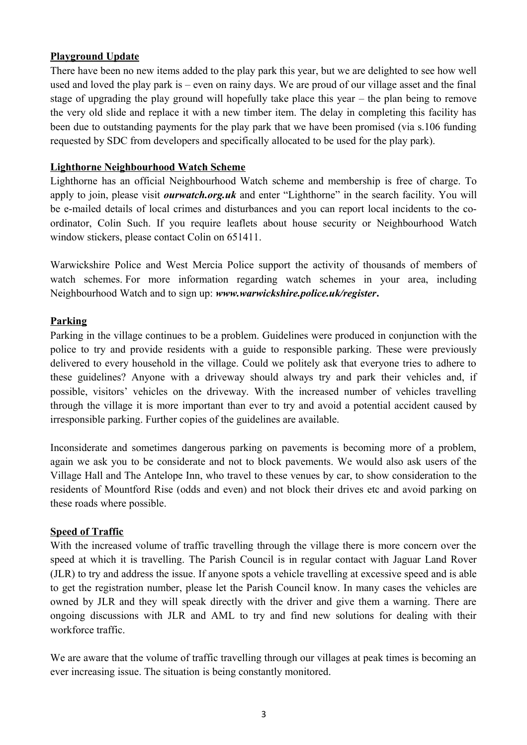## Playground Update

There have been no new items added to the play park this year, but we are delighted to see how well used and loved the play park is – even on rainy days. We are proud of our village asset and the final stage of upgrading the play ground will hopefully take place this year – the plan being to remove the very old slide and replace it with a new timber item. The delay in completing this facility has been due to outstanding payments for the play park that we have been promised (via s.106 funding requested by SDC from developers and specifically allocated to be used for the play park).

## Lighthorne Neighbourhood Watch Scheme

Lighthorne has an official Neighbourhood Watch scheme and membership is free of charge. To apply to join, please visit ***ourwatch.org.uk*** and enter "Lighthorne" in the search facility. You will be e-mailed details of local crimes and disturbances and you can report local incidents to the co-ordinator, Colin Such. If you require leaflets about house security or Neighbourhood Watch window stickers, please contact Colin on 651411.

Warwickshire Police and West Mercia Police support the activity of thousands of members of watch schemes. For more information regarding watch schemes in your area, including Neighbourhood Watch and to sign up: ***www.warwickshire.police.uk/register*.**

## Parking

Parking in the village continues to be a problem. Guidelines were produced in conjunction with the police to try and provide residents with a guide to responsible parking. These were previously delivered to every household in the village. Could we politely ask that everyone tries to adhere to these guidelines? Anyone with a driveway should always try and park their vehicles and, if possible, visitors' vehicles on the driveway. With the increased number of vehicles travelling through the village it is more important than ever to try and avoid a potential accident caused by irresponsible parking. Further copies of the guidelines are available.

Inconsiderate and sometimes dangerous parking on pavements is becoming more of a problem, again we ask you to be considerate and not to block pavements. We would also ask users of the Village Hall and The Antelope Inn, who travel to these venues by car, to show consideration to the residents of Mountford Rise (odds and even) and not block their drives etc and avoid parking on these roads where possible.

## Speed of Traffic

With the increased volume of traffic travelling through the village there is more concern over the speed at which it is travelling. The Parish Council is in regular contact with Jaguar Land Rover (JLR) to try and address the issue. If anyone spots a vehicle travelling at excessive speed and is able to get the registration number, please let the Parish Council know. In many cases the vehicles are owned by JLR and they will speak directly with the driver and give them a warning. There are ongoing discussions with JLR and AML to try and find new solutions for dealing with their workforce traffic.

We are aware that the volume of traffic travelling through our villages at peak times is becoming an ever increasing issue. The situation is being constantly monitored.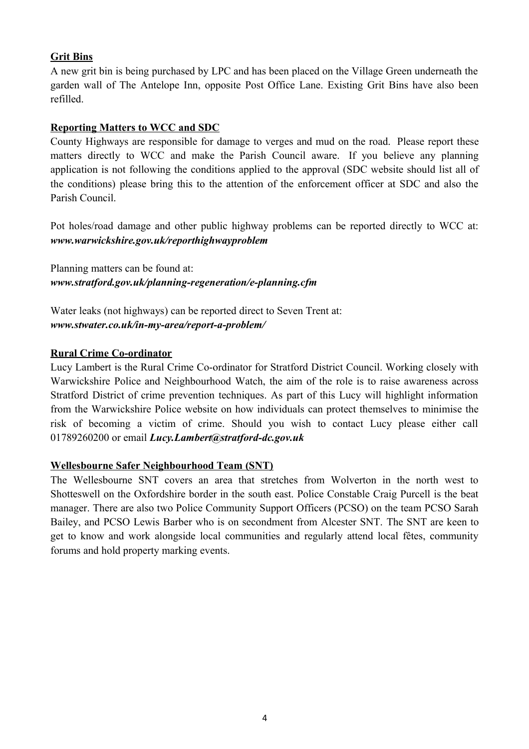## Grit Bins

A new grit bin is being purchased by LPC and has been placed on the Village Green underneath the garden wall of The Antelope Inn, opposite Post Office Lane. Existing Grit Bins have also been refilled.

## Reporting Matters to WCC and SDC

County Highways are responsible for damage to verges and mud on the road. Please report these matters directly to WCC and make the Parish Council aware. If you believe any planning application is not following the conditions applied to the approval (SDC website should list all of the conditions) please bring this to the attention of the enforcement officer at SDC and also the Parish Council.

Pot holes/road damage and other public highway problems can be reported directly to WCC at: ***www.warwickshire.gov.uk/reporthighwayproblem***

Planning matters can be found at:
***www.stratford.gov.uk/planning-regeneration/e-planning.cfm***

Water leaks (not highways) can be reported direct to Seven Trent at:
***www.stwater.co.uk/in-my-area/report-a-problem/***

## Rural Crime Co-ordinator

Lucy Lambert is the Rural Crime Co-ordinator for Stratford District Council. Working closely with Warwickshire Police and Neighbourhood Watch, the aim of the role is to raise awareness across Stratford District of crime prevention techniques. As part of this Lucy will highlight information from the Warwickshire Police website on how individuals can protect themselves to minimise the risk of becoming a victim of crime. Should you wish to contact Lucy please either call 01789260200 or email ***Lucy.Lambert@stratford-dc.gov.uk***

## Wellesbourne Safer Neighbourhood Team (SNT)

The Wellesbourne SNT covers an area that stretches from Wolverton in the north west to Shotteswell on the Oxfordshire border in the south east. Police Constable Craig Purcell is the beat manager. There are also two Police Community Support Officers (PCSO) on the team PCSO Sarah Bailey, and PCSO Lewis Barber who is on secondment from Alcester SNT. The SNT are keen to get to know and work alongside local communities and regularly attend local fêtes, community forums and hold property marking events.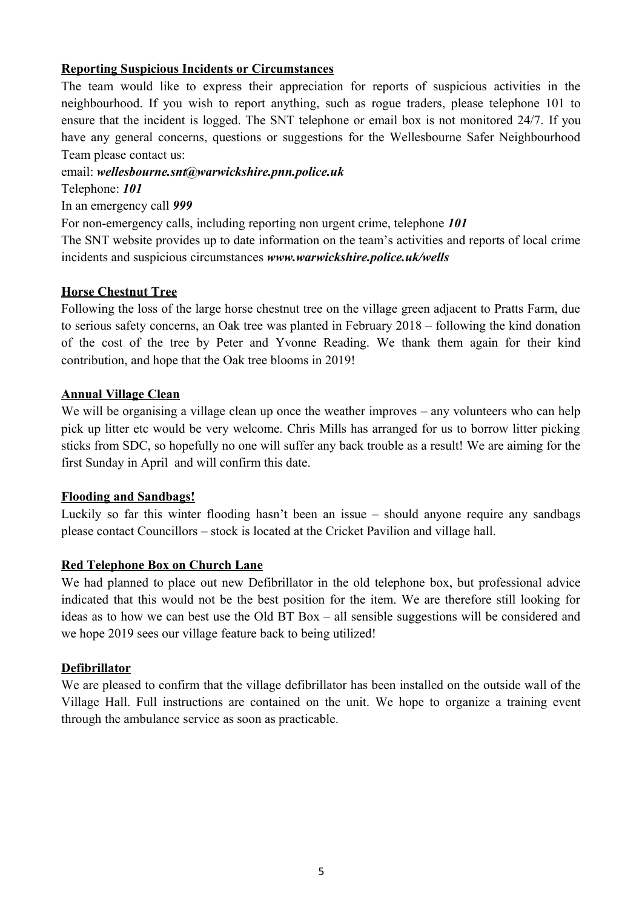## Reporting Suspicious Incidents or Circumstances

The team would like to express their appreciation for reports of suspicious activities in the neighbourhood. If you wish to report anything, such as rogue traders, please telephone 101 to ensure that the incident is logged. The SNT telephone or email box is not monitored 24/7. If you have any general concerns, questions or suggestions for the Wellesbourne Safer Neighbourhood Team please contact us:

email: ***wellesbourne.snt@warwickshire.pnn.police.uk***

Telephone: ***101***

In an emergency call ***999***

For non-emergency calls, including reporting non urgent crime, telephone ***101***

The SNT website provides up to date information on the team's activities and reports of local crime incidents and suspicious circumstances ***www.warwickshire.police.uk/wells***

## Horse Chestnut Tree

Following the loss of the large horse chestnut tree on the village green adjacent to Pratts Farm, due to serious safety concerns, an Oak tree was planted in February 2018 – following the kind donation of the cost of the tree by Peter and Yvonne Reading. We thank them again for their kind contribution, and hope that the Oak tree blooms in 2019!

## Annual Village Clean

We will be organising a village clean up once the weather improves – any volunteers who can help pick up litter etc would be very welcome. Chris Mills has arranged for us to borrow litter picking sticks from SDC, so hopefully no one will suffer any back trouble as a result! We are aiming for the first Sunday in April and will confirm this date.

## Flooding and Sandbags!

Luckily so far this winter flooding hasn't been an issue – should anyone require any sandbags please contact Councillors – stock is located at the Cricket Pavilion and village hall.

## Red Telephone Box on Church Lane

We had planned to place out new Defibrillator in the old telephone box, but professional advice indicated that this would not be the best position for the item. We are therefore still looking for ideas as to how we can best use the Old BT Box – all sensible suggestions will be considered and we hope 2019 sees our village feature back to being utilized!

## Defibrillator

We are pleased to confirm that the village defibrillator has been installed on the outside wall of the Village Hall. Full instructions are contained on the unit. We hope to organize a training event through the ambulance service as soon as practicable.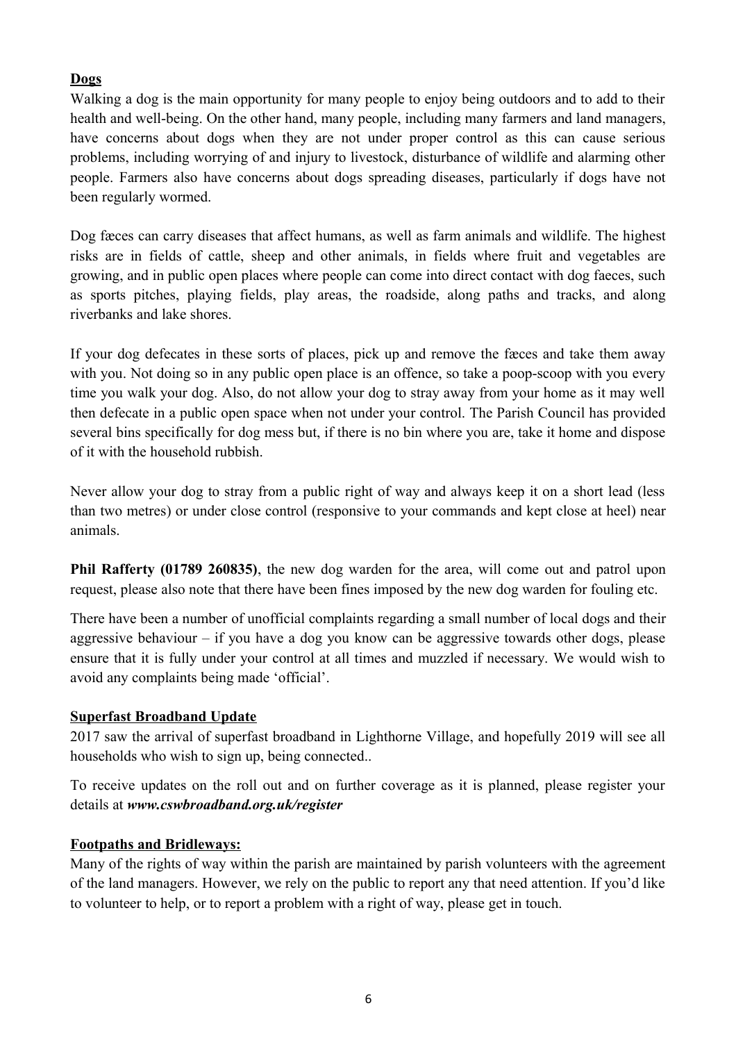**Dogs**

Walking a dog is the main opportunity for many people to enjoy being outdoors and to add to their health and well-being. On the other hand, many people, including many farmers and land managers, have concerns about dogs when they are not under proper control as this can cause serious problems, including worrying of and injury to livestock, disturbance of wildlife and alarming other people. Farmers also have concerns about dogs spreading diseases, particularly if dogs have not been regularly wormed.

Dog fæces can carry diseases that affect humans, as well as farm animals and wildlife. The highest risks are in fields of cattle, sheep and other animals, in fields where fruit and vegetables are growing, and in public open places where people can come into direct contact with dog faeces, such as sports pitches, playing fields, play areas, the roadside, along paths and tracks, and along riverbanks and lake shores.

If your dog defecates in these sorts of places, pick up and remove the fæces and take them away with you. Not doing so in any public open place is an offence, so take a poop-scoop with you every time you walk your dog. Also, do not allow your dog to stray away from your home as it may well then defecate in a public open space when not under your control. The Parish Council has provided several bins specifically for dog mess but, if there is no bin where you are, take it home and dispose of it with the household rubbish.

Never allow your dog to stray from a public right of way and always keep it on a short lead (less than two metres) or under close control (responsive to your commands and kept close at heel) near animals.

**Phil Rafferty (01789 260835)**, the new dog warden for the area, will come out and patrol upon request, please also note that there have been fines imposed by the new dog warden for fouling etc.

There have been a number of unofficial complaints regarding a small number of local dogs and their aggressive behaviour – if you have a dog you know can be aggressive towards other dogs, please ensure that it is fully under your control at all times and muzzled if necessary. We would wish to avoid any complaints being made 'official'.

**Superfast Broadband Update**

2017 saw the arrival of superfast broadband in Lighthorne Village, and hopefully 2019 will see all households who wish to sign up, being connected..

To receive updates on the roll out and on further coverage as it is planned, please register your details at ***www.cswbroadband.org.uk/register***

**Footpaths and Bridleways:**

Many of the rights of way within the parish are maintained by parish volunteers with the agreement of the land managers. However, we rely on the public to report any that need attention. If you'd like to volunteer to help, or to report a problem with a right of way, please get in touch.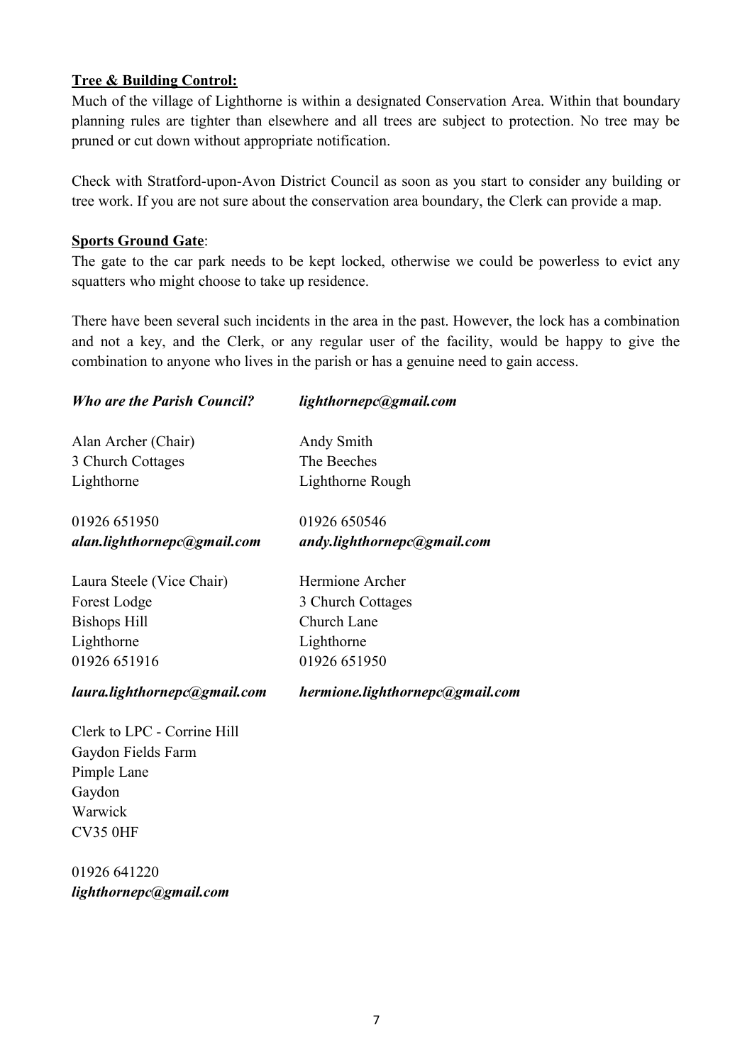**Tree & Building Control:**

Much of the village of Lighthorne is within a designated Conservation Area. Within that boundary planning rules are tighter than elsewhere and all trees are subject to protection. No tree may be pruned or cut down without appropriate notification.

Check with Stratford-upon-Avon District Council as soon as you start to consider any building or tree work. If you are not sure about the conservation area boundary, the Clerk can provide a map.

**Sports Ground Gate**:

The gate to the car park needs to be kept locked, otherwise we could be powerless to evict any squatters who might choose to take up residence.

There have been several such incidents in the area in the past. However, the lock has a combination and not a key, and the Clerk, or any regular user of the facility, would be happy to give the combination to anyone who lives in the parish or has a genuine need to gain access.

***Who are the Parish Council?*** ***lighthornepc@gmail.com***

Alan Archer (Chair)
3 Church Cottages
Lighthorne

01926 651950
***alan.lighthornepc@gmail.com***

Andy Smith
The Beeches
Lighthorne Rough

01926 650546
***andy.lighthornepc@gmail.com***

Laura Steele (Vice Chair)
Forest Lodge
Bishops Hill
Lighthorne
01926 651916

***laura.lighthornepc@gmail.com***

Hermione Archer
3 Church Cottages
Church Lane
Lighthorne
01926 651950

***hermione.lighthornepc@gmail.com***

Clerk to LPC - Corrine Hill
Gaydon Fields Farm
Pimple Lane
Gaydon
Warwick
CV35 0HF

01926 641220
***lighthornepc@gmail.com***